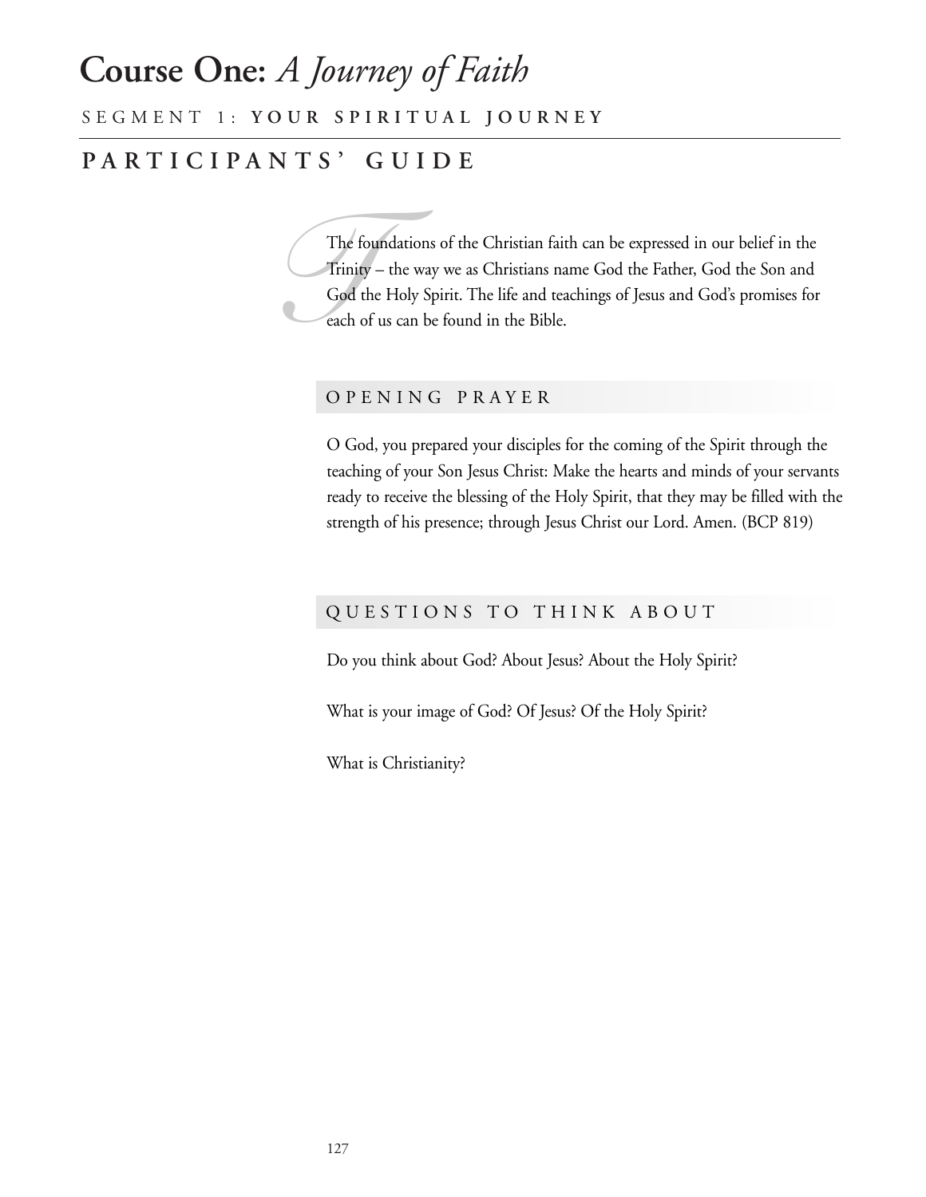# Course One: *A Journey of Faith*

SEGMENT 1: **YOUR SPIRITUAL JOURNEY**

## PARTICIPANTS' GUIDE

The foundations of the Christian faith can be expressed in our belief in the Trinity – the way we as Christians name God the Father, God the Son and God the Holy Spirit. The life and teachings of Jesus and God's promises for each of us can be found in the Bible.

### OPENING PRAYER

O God, you prepared your disciples for the coming of the Spirit through the teaching of your Son Jesus Christ: Make the hearts and minds of your servants ready to receive the blessing of the Holy Spirit, that they may be filled with the strength of his presence; through Jesus Christ our Lord. Amen. (BCP 819)

### QUESTIONS TO THINK ABOUT

Do you think about God? About Jesus? About the Holy Spirit?

What is your image of God? Of Jesus? Of the Holy Spirit?

What is Christianity?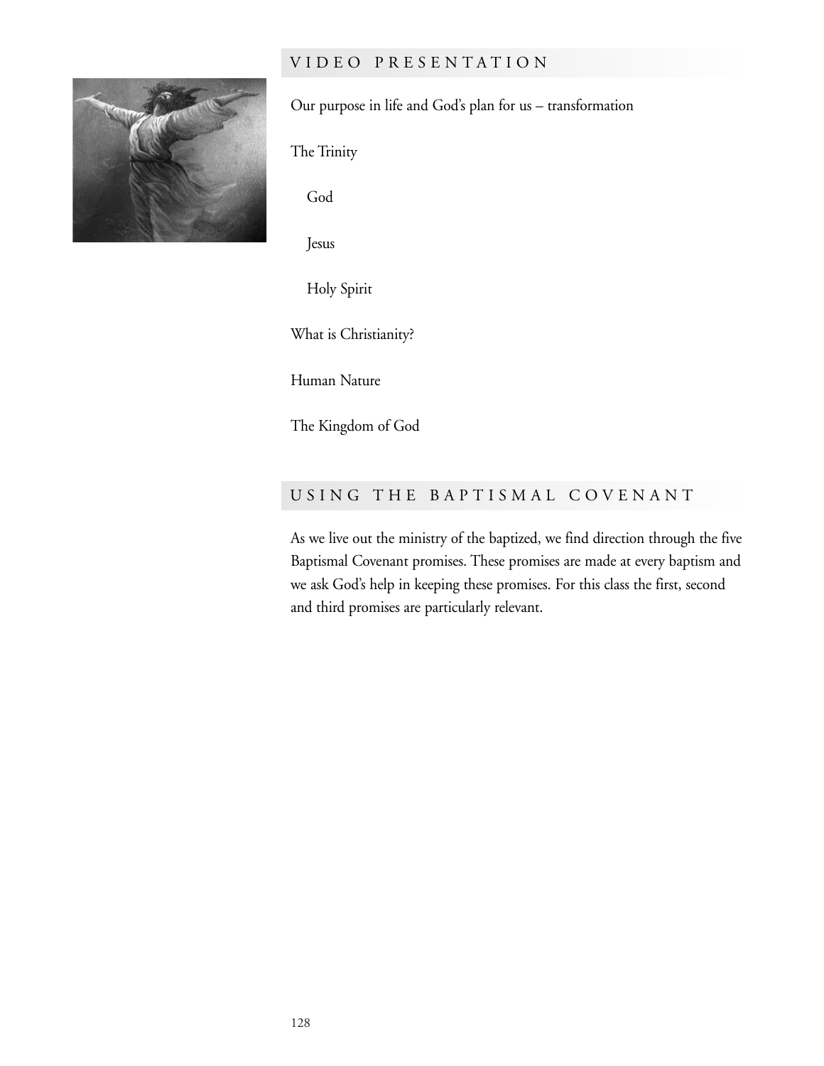## VIDEO PRESENTATION

Our purpose in life and God's plan for us – transformation

The Trinity

God

Jesus

Holy Spirit

What is Christianity?

Human Nature

The Kingdom of God

## USING THE BAPTISMAL COVENANT

As we live out the ministry of the baptized, we find direction through the five Baptismal Covenant promises. These promises are made at every baptism and we ask God's help in keeping these promises. For this class the first, second and third promises are particularly relevant.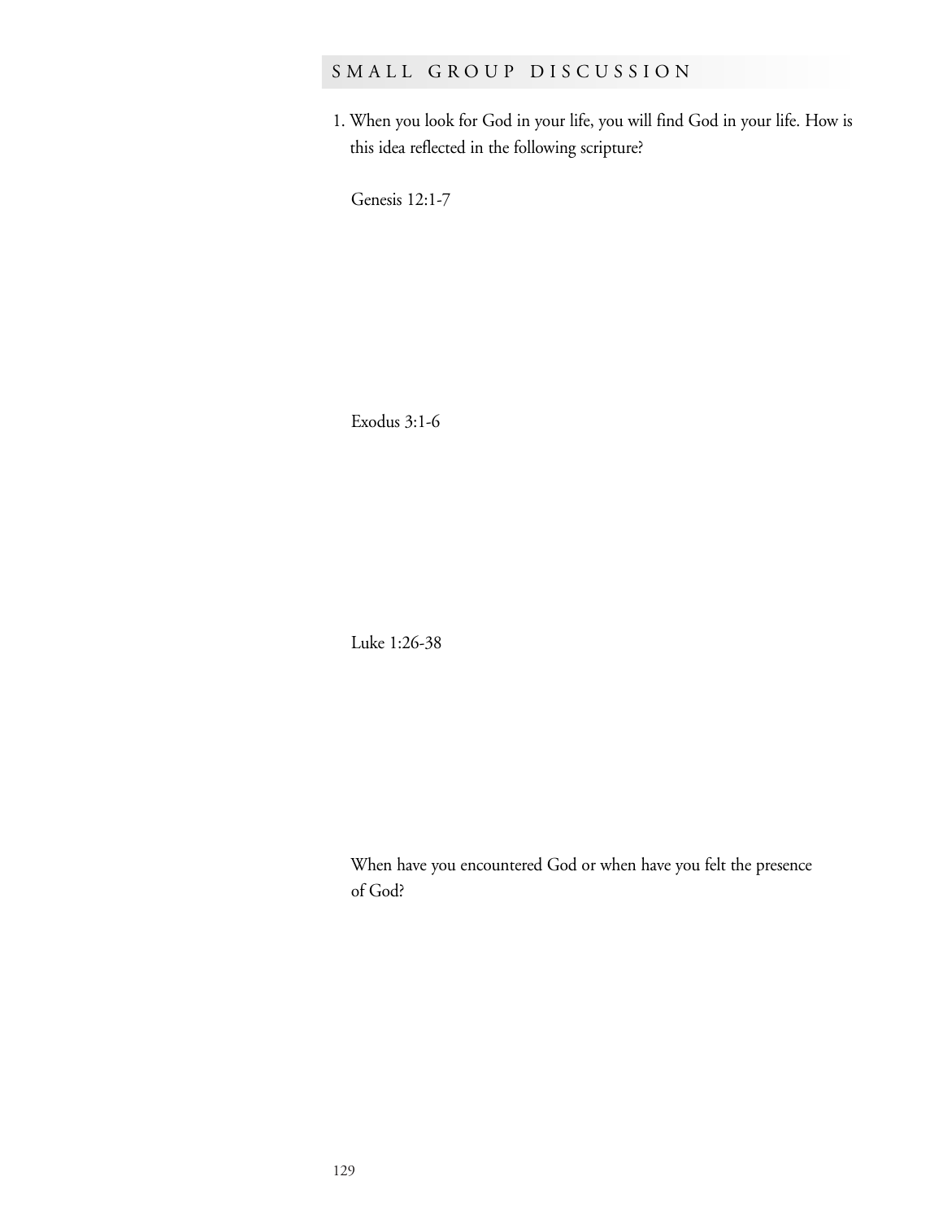## SMALL GROUP DISCUSSION

1. When you look for God in your life, you will find God in your life. How is this idea reflected in the following scripture?

   Genesis 12:1-7

   Exodus 3:1-6

   Luke 1:26-38

   When have you encountered God or when have you felt the presence of God?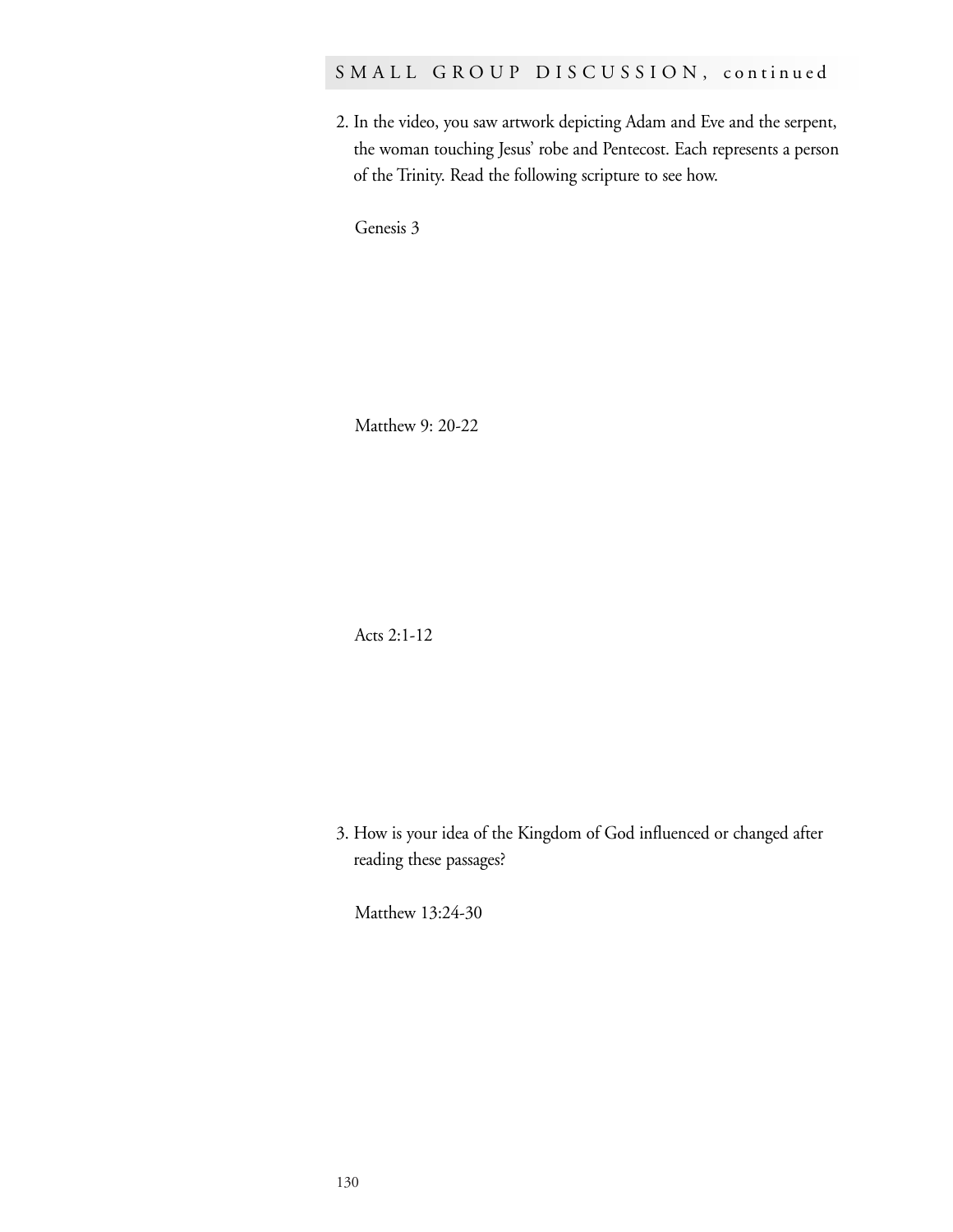SMALL GROUP DISCUSSION, continued

2. In the video, you saw artwork depicting Adam and Eve and the serpent, the woman touching Jesus' robe and Pentecost. Each represents a person of the Trinity. Read the following scripture to see how.

   Genesis 3

   Matthew 9: 20-22

   Acts 2:1-12

3. How is your idea of the Kingdom of God influenced or changed after reading these passages?

   Matthew 13:24-30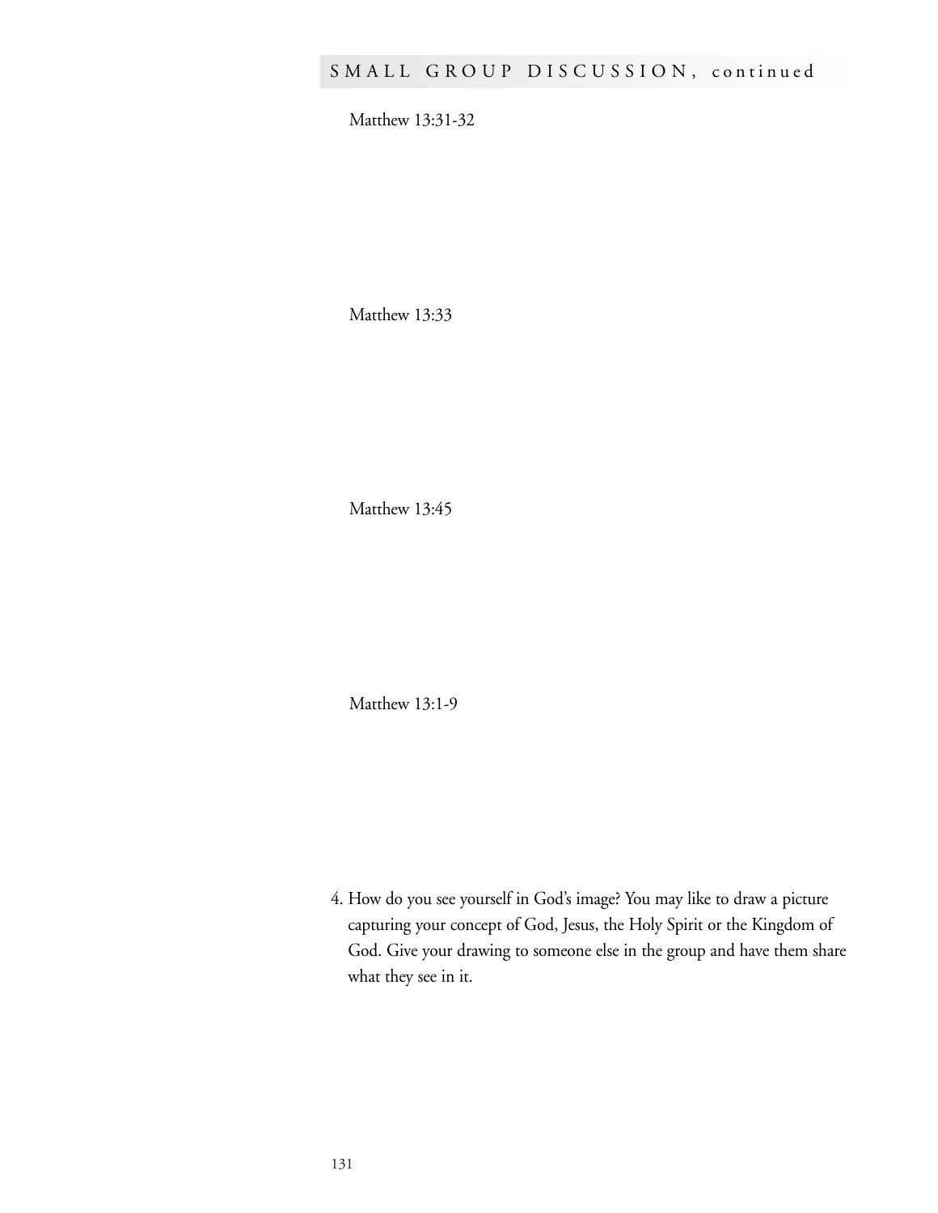## SMALL GROUP DISCUSSION, continued

Matthew 13:31-32

Matthew 13:33

Matthew 13:45

Matthew 13:1-9

4. How do you see yourself in God's image? You may like to draw a picture capturing your concept of God, Jesus, the Holy Spirit or the Kingdom of God. Give your drawing to someone else in the group and have them share what they see in it.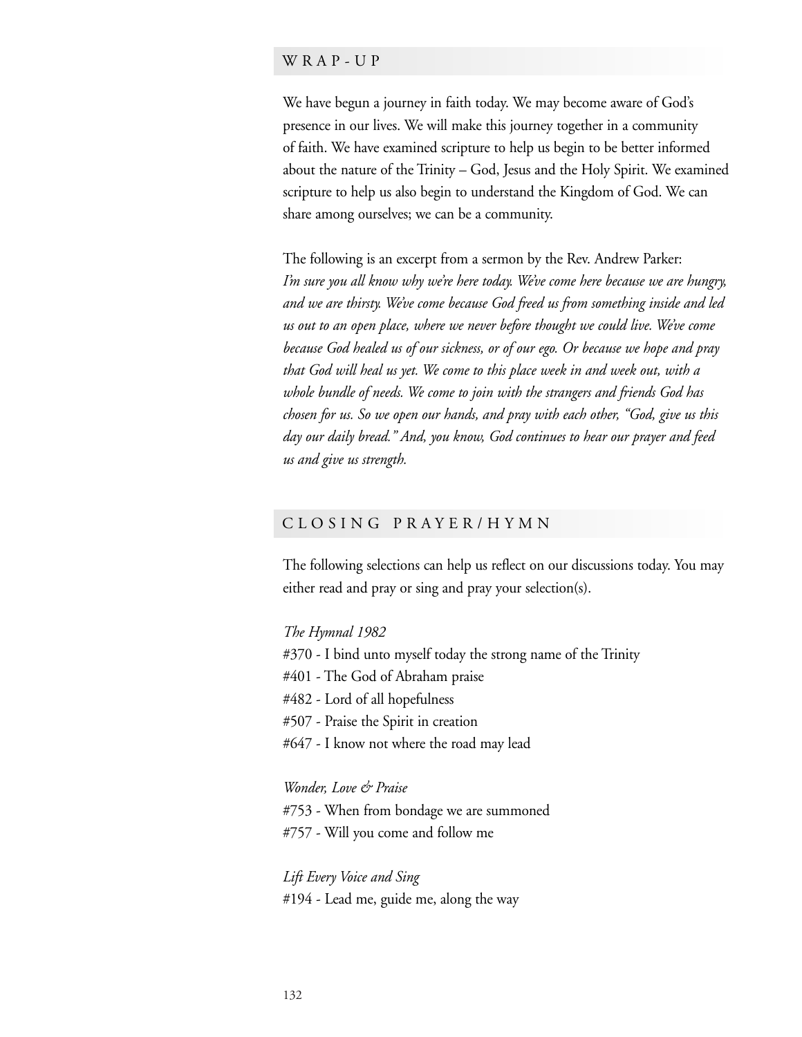## WRAP-UP

We have begun a journey in faith today. We may become aware of God's presence in our lives. We will make this journey together in a community of faith. We have examined scripture to help us begin to be better informed about the nature of the Trinity – God, Jesus and the Holy Spirit. We examined scripture to help us also begin to understand the Kingdom of God. We can share among ourselves; we can be a community.

The following is an excerpt from a sermon by the Rev. Andrew Parker:
*I'm sure you all know why we're here today. We've come here because we are hungry, and we are thirsty. We've come because God freed us from something inside and led us out to an open place, where we never before thought we could live. We've come because God healed us of our sickness, or of our ego. Or because we hope and pray that God will heal us yet. We come to this place week in and week out, with a whole bundle of needs. We come to join with the strangers and friends God has chosen for us. So we open our hands, and pray with each other, "God, give us this day our daily bread." And, you know, God continues to hear our prayer and feed us and give us strength.*

## CLOSING PRAYER/HYMN

The following selections can help us reflect on our discussions today. You may either read and pray or sing and pray your selection(s).

*The Hymnal 1982*
#370 - I bind unto myself today the strong name of the Trinity
#401 - The God of Abraham praise
#482 - Lord of all hopefulness
#507 - Praise the Spirit in creation
#647 - I know not where the road may lead

*Wonder, Love & Praise*
#753 - When from bondage we are summoned
#757 - Will you come and follow me

*Lift Every Voice and Sing*
#194 - Lead me, guide me, along the way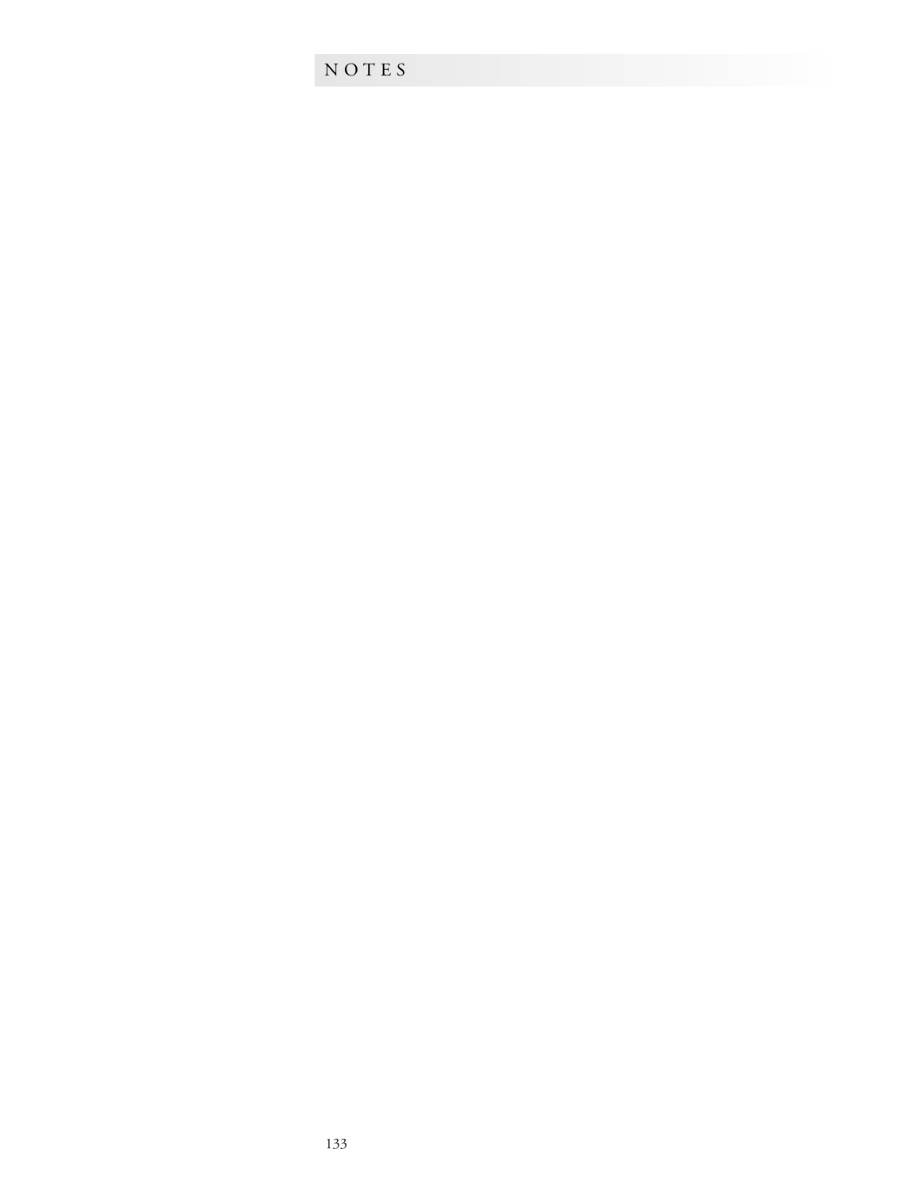# NOTES